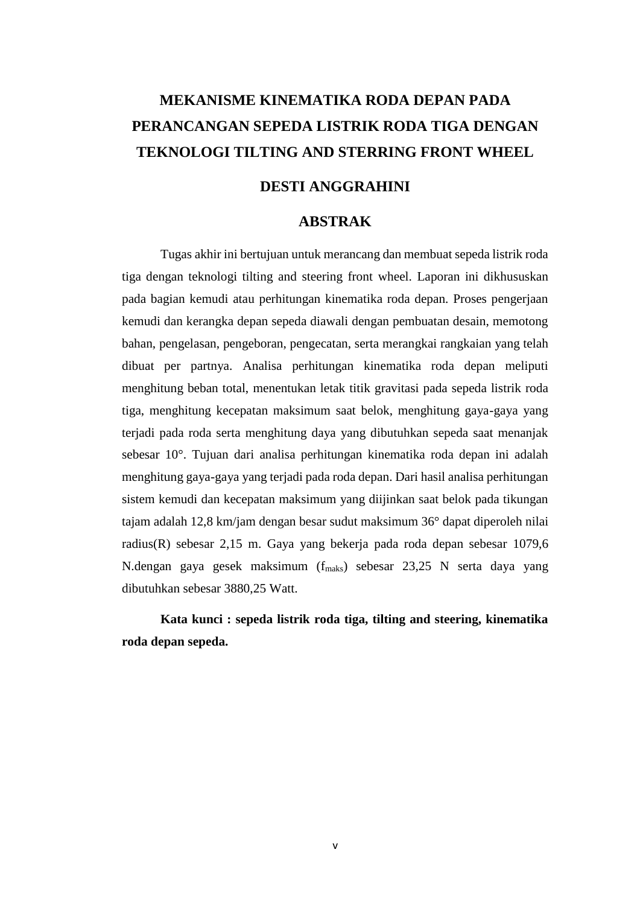# MEKANISME KINEMATIKA RODA DEPAN PADA PERANCANGAN SEPEDA LISTRIK RODA TIGA DENGAN TEKNOLOGI TILTING AND STERRING FRONT WHEEL

## DESTI ANGGRAHINI

## ABSTRAK

Tugas akhir ini bertujuan untuk merancang dan membuat sepeda listrik roda tiga dengan teknologi tilting and steering front wheel. Laporan ini dikhususkan pada bagian kemudi atau perhitungan kinematika roda depan. Proses pengerjaan kemudi dan kerangka depan sepeda diawali dengan pembuatan desain, memotong bahan, pengelasan, pengeboran, pengecatan, serta merangkai rangkaian yang telah dibuat per partnya. Analisa perhitungan kinematika roda depan meliputi menghitung beban total, menentukan letak titik gravitasi pada sepeda listrik roda tiga, menghitung kecepatan maksimum saat belok, menghitung gaya-gaya yang terjadi pada roda serta menghitung daya yang dibutuhkan sepeda saat menanjak sebesar 10°. Tujuan dari analisa perhitungan kinematika roda depan ini adalah menghitung gaya-gaya yang terjadi pada roda depan. Dari hasil analisa perhitungan sistem kemudi dan kecepatan maksimum yang diijinkan saat belok pada tikungan tajam adalah 12,8 km/jam dengan besar sudut maksimum 36° dapat diperoleh nilai radius(R) sebesar 2,15 m. Gaya yang bekerja pada roda depan sebesar 1079,6 N.dengan gaya gesek maksimum ($f_{maks}$) sebesar 23,25 N serta daya yang dibutuhkan sebesar 3880,25 Watt.

**Kata kunci : sepeda listrik roda tiga, tilting and steering, kinematika roda depan sepeda.**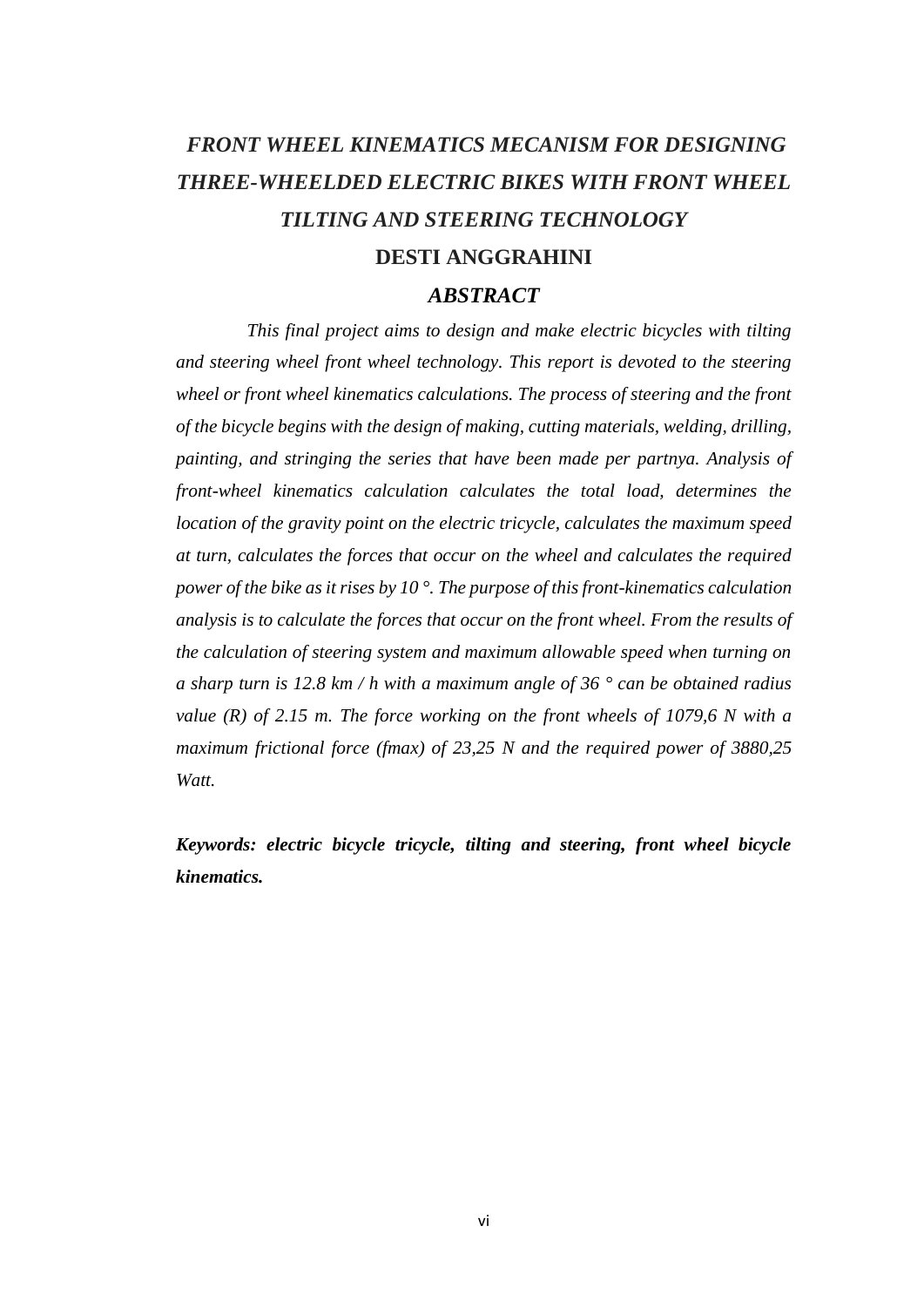# *FRONT WHEEL KINEMATICS MECANISM FOR DESIGNING THREE-WHEELDED ELECTRIC BIKES WITH FRONT WHEEL TILTING AND STEERING TECHNOLOGY*

**DESTI ANGGRAHINI**

## *ABSTRACT*

*This final project aims to design and make electric bicycles with tilting and steering wheel front wheel technology. This report is devoted to the steering wheel or front wheel kinematics calculations. The process of steering and the front of the bicycle begins with the design of making, cutting materials, welding, drilling, painting, and stringing the series that have been made per partnya. Analysis of front-wheel kinematics calculation calculates the total load, determines the location of the gravity point on the electric tricycle, calculates the maximum speed at turn, calculates the forces that occur on the wheel and calculates the required power of the bike as it rises by 10 °. The purpose of this front-kinematics calculation analysis is to calculate the forces that occur on the front wheel. From the results of the calculation of steering system and maximum allowable speed when turning on a sharp turn is 12.8 km / h with a maximum angle of 36 ° can be obtained radius value (R) of 2.15 m. The force working on the front wheels of 1079,6 N with a maximum frictional force (fmax) of 23,25 N and the required power of 3880,25 Watt.*

***Keywords: electric bicycle tricycle, tilting and steering, front wheel bicycle kinematics.***